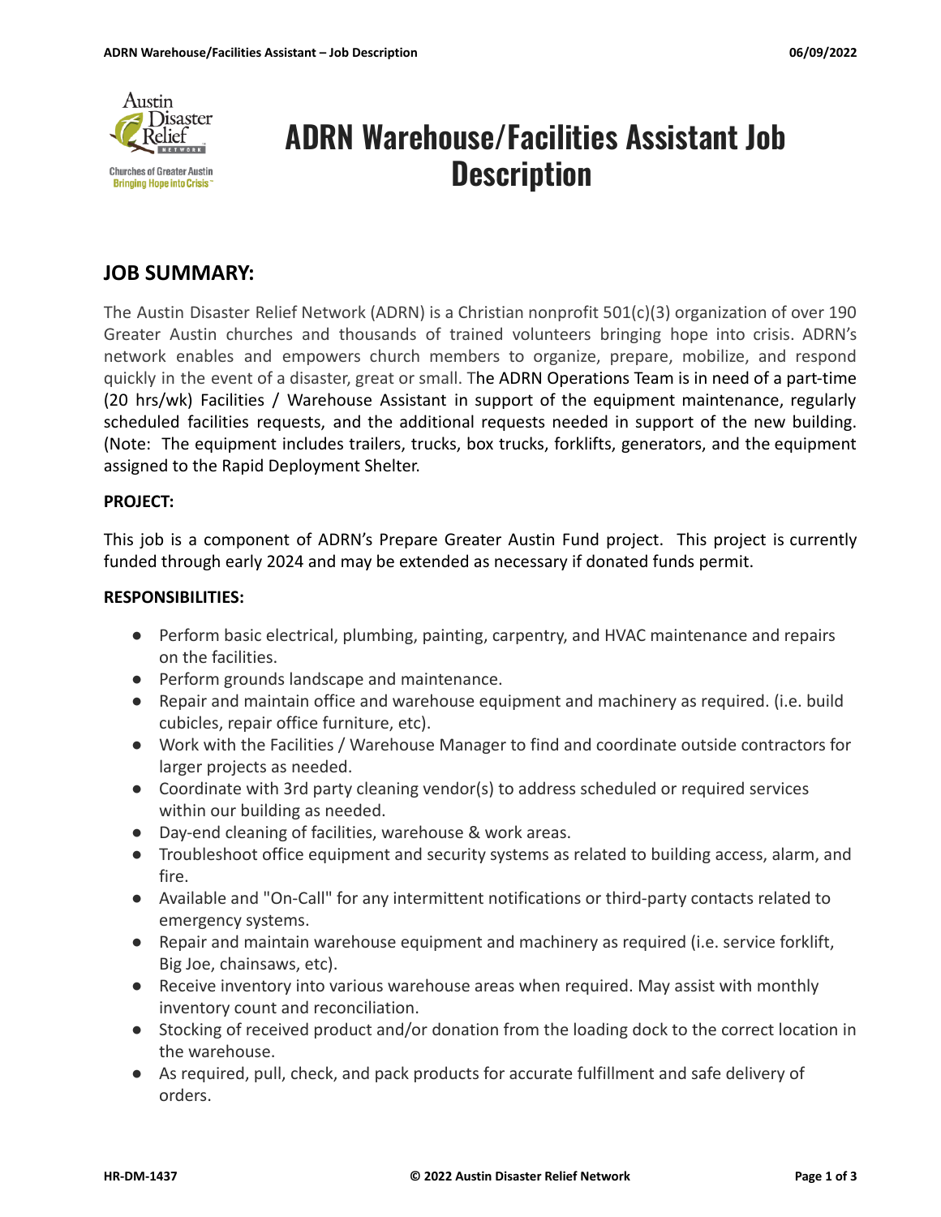# ADRN Warehouse/Facilities Assistant Job Description

## JOB SUMMARY:

The Austin Disaster Relief Network (ADRN) is a Christian nonprofit 501(c)(3) organization of over 190 Greater Austin churches and thousands of trained volunteers bringing hope into crisis. ADRN's network enables and empowers church members to organize, prepare, mobilize, and respond quickly in the event of a disaster, great or small. The ADRN Operations Team is in need of a part-time (20 hrs/wk) Facilities / Warehouse Assistant in support of the equipment maintenance, regularly scheduled facilities requests, and the additional requests needed in support of the new building. (Note: The equipment includes trailers, trucks, box trucks, forklifts, generators, and the equipment assigned to the Rapid Deployment Shelter.

**PROJECT:**

This job is a component of ADRN's Prepare Greater Austin Fund project. This project is currently funded through early 2024 and may be extended as necessary if donated funds permit.

**RESPONSIBILITIES:**

- Perform basic electrical, plumbing, painting, carpentry, and HVAC maintenance and repairs on the facilities.
- Perform grounds landscape and maintenance.
- Repair and maintain office and warehouse equipment and machinery as required. (i.e. build cubicles, repair office furniture, etc).
- Work with the Facilities / Warehouse Manager to find and coordinate outside contractors for larger projects as needed.
- Coordinate with 3rd party cleaning vendor(s) to address scheduled or required services within our building as needed.
- Day-end cleaning of facilities, warehouse & work areas.
- Troubleshoot office equipment and security systems as related to building access, alarm, and fire.
- Available and "On-Call" for any intermittent notifications or third-party contacts related to emergency systems.
- Repair and maintain warehouse equipment and machinery as required (i.e. service forklift, Big Joe, chainsaws, etc).
- Receive inventory into various warehouse areas when required. May assist with monthly inventory count and reconciliation.
- Stocking of received product and/or donation from the loading dock to the correct location in the warehouse.
- As required, pull, check, and pack products for accurate fulfillment and safe delivery of orders.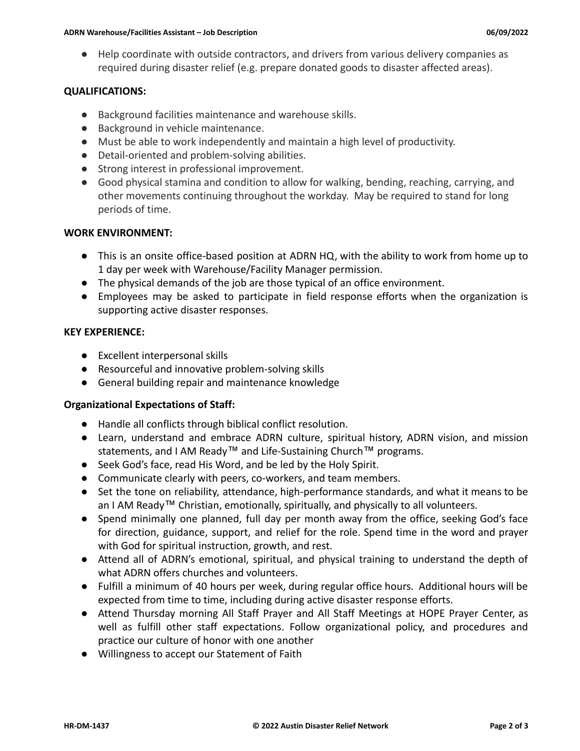- Help coordinate with outside contractors, and drivers from various delivery companies as required during disaster relief (e.g. prepare donated goods to disaster affected areas).

**QUALIFICATIONS:**

- Background facilities maintenance and warehouse skills.
- Background in vehicle maintenance.
- Must be able to work independently and maintain a high level of productivity.
- Detail-oriented and problem-solving abilities.
- Strong interest in professional improvement.
- Good physical stamina and condition to allow for walking, bending, reaching, carrying, and other movements continuing throughout the workday. May be required to stand for long periods of time.

**WORK ENVIRONMENT:**

- This is an onsite office-based position at ADRN HQ, with the ability to work from home up to 1 day per week with Warehouse/Facility Manager permission.
- The physical demands of the job are those typical of an office environment.
- Employees may be asked to participate in field response efforts when the organization is supporting active disaster responses.

**KEY EXPERIENCE:**

- Excellent interpersonal skills
- Resourceful and innovative problem-solving skills
- General building repair and maintenance knowledge

**Organizational Expectations of Staff:**

- Handle all conflicts through biblical conflict resolution.
- Learn, understand and embrace ADRN culture, spiritual history, ADRN vision, and mission statements, and I AM Ready™ and Life-Sustaining Church™ programs.
- Seek God's face, read His Word, and be led by the Holy Spirit.
- Communicate clearly with peers, co-workers, and team members.
- Set the tone on reliability, attendance, high-performance standards, and what it means to be an I AM Ready™ Christian, emotionally, spiritually, and physically to all volunteers.
- Spend minimally one planned, full day per month away from the office, seeking God's face for direction, guidance, support, and relief for the role. Spend time in the word and prayer with God for spiritual instruction, growth, and rest.
- Attend all of ADRN's emotional, spiritual, and physical training to understand the depth of what ADRN offers churches and volunteers.
- Fulfill a minimum of 40 hours per week, during regular office hours. Additional hours will be expected from time to time, including during active disaster response efforts.
- Attend Thursday morning All Staff Prayer and All Staff Meetings at HOPE Prayer Center, as well as fulfill other staff expectations. Follow organizational policy, and procedures and practice our culture of honor with one another
- Willingness to accept our Statement of Faith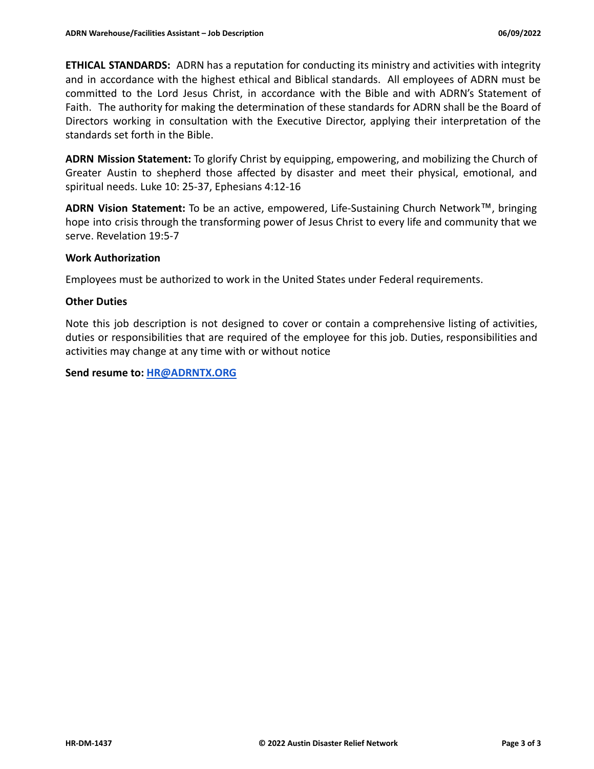**ETHICAL STANDARDS:** ADRN has a reputation for conducting its ministry and activities with integrity and in accordance with the highest ethical and Biblical standards. All employees of ADRN must be committed to the Lord Jesus Christ, in accordance with the Bible and with ADRN's Statement of Faith. The authority for making the determination of these standards for ADRN shall be the Board of Directors working in consultation with the Executive Director, applying their interpretation of the standards set forth in the Bible.

**ADRN Mission Statement:** To glorify Christ by equipping, empowering, and mobilizing the Church of Greater Austin to shepherd those affected by disaster and meet their physical, emotional, and spiritual needs. Luke 10: 25-37, Ephesians 4:12-16

**ADRN Vision Statement:** To be an active, empowered, Life-Sustaining Church Network™, bringing hope into crisis through the transforming power of Jesus Christ to every life and community that we serve. Revelation 19:5-7

**Work Authorization**

Employees must be authorized to work in the United States under Federal requirements.

**Other Duties**

Note this job description is not designed to cover or contain a comprehensive listing of activities, duties or responsibilities that are required of the employee for this job. Duties, responsibilities and activities may change at any time with or without notice

**Send resume to: HR@ADRNTX.ORG**